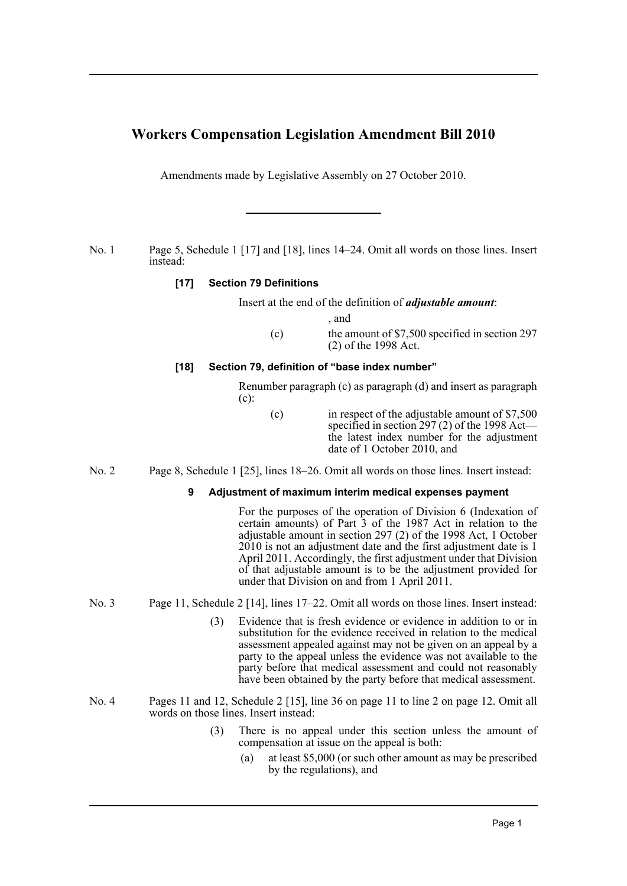# Workers Compensation Legislation Amendment Bill 2010

Amendments made by Legislative Assembly on 27 October 2010.

---

No. 1 Page 5, Schedule 1 [17] and [18], lines 14–24. Omit all words on those lines. Insert instead:

**[17] Section 79 Definitions**

Insert at the end of the definition of ***adjustable amount***:

, and

(c) the amount of $7,500 specified in section 297 (2) of the 1998 Act.

**[18] Section 79, definition of "base index number"**

Renumber paragraph (c) as paragraph (d) and insert as paragraph (c):

(c) in respect of the adjustable amount of $7,500 specified in section 297 (2) of the 1998 Act—the latest index number for the adjustment date of 1 October 2010, and

No. 2 Page 8, Schedule 1 [25], lines 18–26. Omit all words on those lines. Insert instead:

**9 Adjustment of maximum interim medical expenses payment**

For the purposes of the operation of Division 6 (Indexation of certain amounts) of Part 3 of the 1987 Act in relation to the adjustable amount in section 297 (2) of the 1998 Act, 1 October 2010 is not an adjustment date and the first adjustment date is 1 April 2011. Accordingly, the first adjustment under that Division of that adjustable amount is to be the adjustment provided for under that Division on and from 1 April 2011.

No. 3 Page 11, Schedule 2 [14], lines 17–22. Omit all words on those lines. Insert instead:

(3) Evidence that is fresh evidence or evidence in addition to or in substitution for the evidence received in relation to the medical assessment appealed against may not be given on an appeal by a party to the appeal unless the evidence was not available to the party before that medical assessment and could not reasonably have been obtained by the party before that medical assessment.

No. 4 Pages 11 and 12, Schedule 2 [15], line 36 on page 11 to line 2 on page 12. Omit all words on those lines. Insert instead:

(3) There is no appeal under this section unless the amount of compensation at issue on the appeal is both:

(a) at least $5,000 (or such other amount as may be prescribed by the regulations), and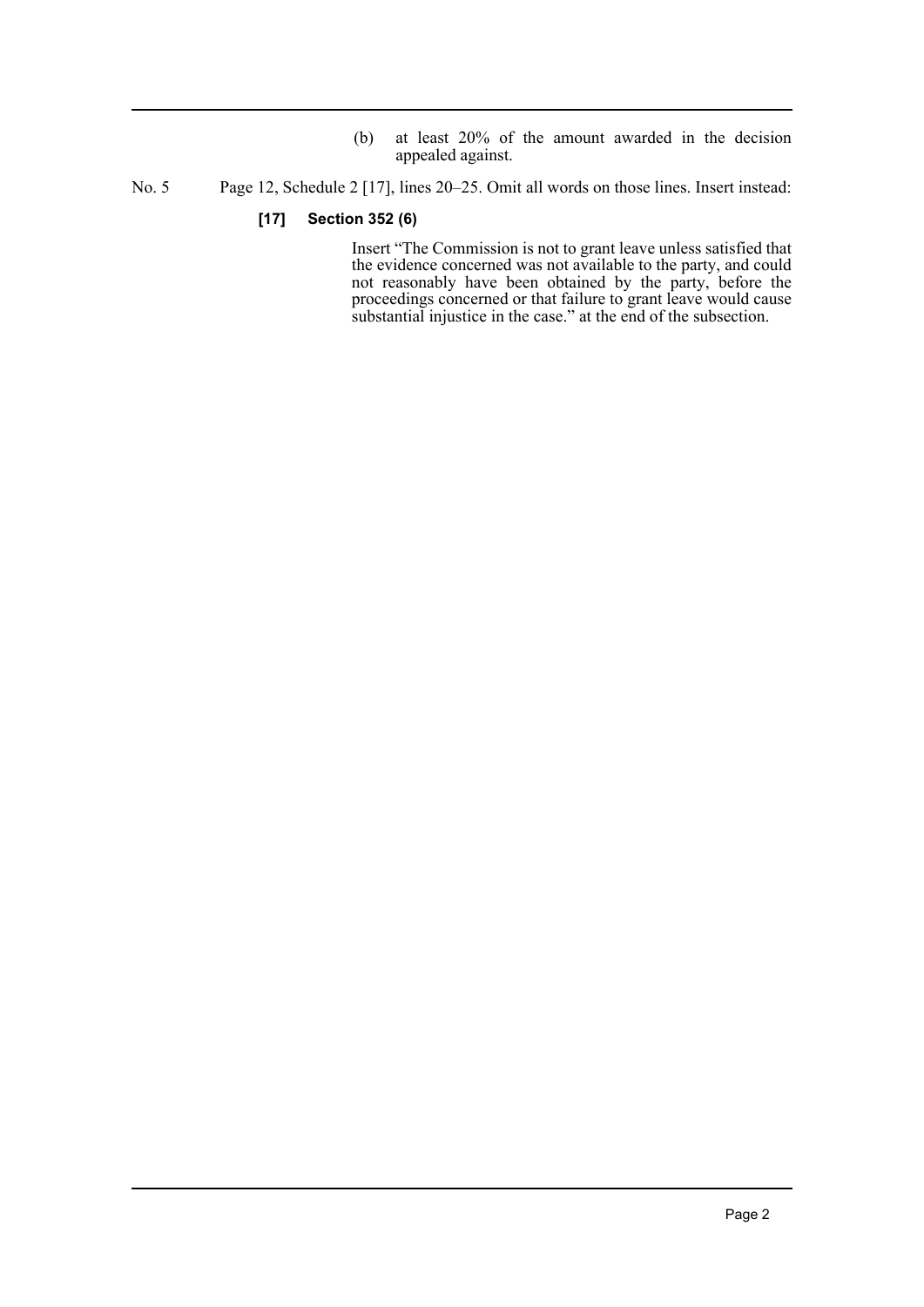(b) at least 20% of the amount awarded in the decision appealed against.

No. 5 Page 12, Schedule 2 [17], lines 20–25. Omit all words on those lines. Insert instead:

**[17] Section 352 (6)**

Insert "The Commission is not to grant leave unless satisfied that the evidence concerned was not available to the party, and could not reasonably have been obtained by the party, before the proceedings concerned or that failure to grant leave would cause substantial injustice in the case." at the end of the subsection.